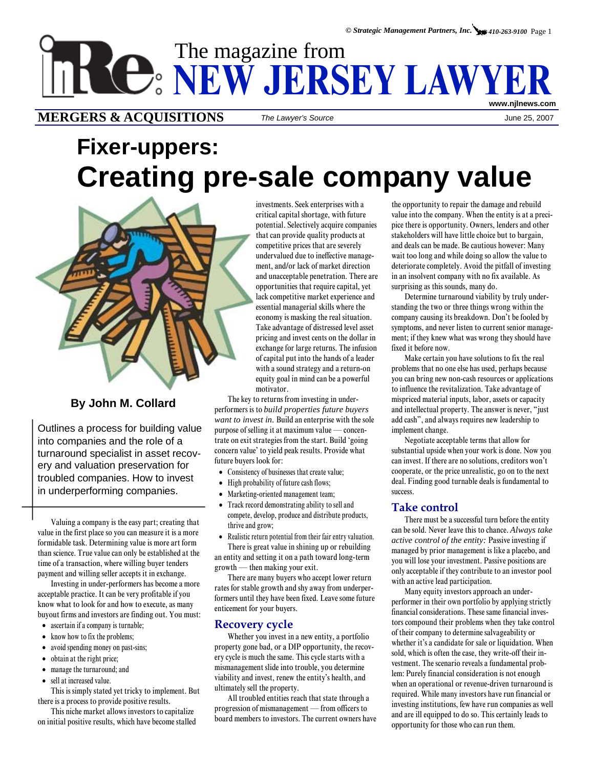# Fixer-uppers: Creating pre-sale company value

**By John M. Collard**

Outlines a process for building value into companies and the role of a turnaround specialist in asset recovery and valuation preservation for troubled companies. How to invest in underperforming companies.

Valuing a company is the easy part; creating that value in the first place so you can measure it is a more formidable task. Determining value is more art form than science. True value can only be established at the time of a transaction, where willing buyer tenders payment and willing seller accepts it in exchange.

Investing in under-performers has become a more acceptable practice. It can be very profitable if you know what to look for and how to execute, as many buyout firms and investors are finding out. You must:

- ascertain if a company is turnable;
- know how to fix the problems;
- avoid spending money on past-sins;
- obtain at the right price;
- manage the turnaround; and
- sell at increased value.

This is simply stated yet tricky to implement. But there is a process to provide positive results.

This niche market allows investors to capitalize on initial positive results, which have become stalled investments. Seek enterprises with a critical capital shortage, with future potential. Selectively acquire companies that can provide quality products at competitive prices that are severely undervalued due to ineffective management, and/or lack of market direction and unacceptable penetration. There are opportunities that require capital, yet lack competitive market experience and essential managerial skills where the economy is masking the real situation. Take advantage of distressed level asset pricing and invest cents on the dollar in exchange for large returns. The infusion of capital put into the hands of a leader with a sound strategy and a return-on equity goal in mind can be a powerful motivator.

The key to returns from investing in under-performers is to *build properties future buyers want to invest in.* Build an enterprise with the sole purpose of selling it at maximum value — concentrate on exit strategies from the start. Build 'going concern value' to yield peak results. Provide what future buyers look for:

- Consistency of businesses that create value;
- High probability of future cash flows;
- Marketing-oriented management team;
- Track record demonstrating ability to sell and compete, develop, produce and distribute products, thrive and grow;
- Realistic return potential from their fair entry valuation.

There is great value in shining up or rebuilding an entity and setting it on a path toward long-term growth — then making your exit.

There are many buyers who accept lower return rates for stable growth and shy away from underperformers until they have been fixed. Leave some future enticement for your buyers.

## Recovery cycle

Whether you invest in a new entity, a portfolio property gone bad, or a DIP opportunity, the recovery cycle is much the same. This cycle starts with a mismanagement slide into trouble, you determine viability and invest, renew the entity's health, and ultimately sell the property.

All troubled entities reach that state through a progression of mismanagement — from officers to board members to investors. The current owners have the opportunity to repair the damage and rebuild value into the company. When the entity is at a precipice there is opportunity. Owners, lenders and other stakeholders will have little choice but to bargain, and deals can be made. Be cautious however: Many wait too long and while doing so allow the value to deteriorate completely. Avoid the pitfall of investing in an insolvent company with no fix available. As surprising as this sounds, many do.

Determine turnaround viability by truly understanding the two or three things wrong within the company causing its breakdown. Don't be fooled by symptoms, and never listen to current senior management; if they knew what was wrong they should have fixed it before now.

Make certain you have solutions to fix the real problems that no one else has used, perhaps because you can bring new non-cash resources or applications to influence the revitalization. Take advantage of mispriced material inputs, labor, assets or capacity and intellectual property. The answer is never, "just add cash", and always requires new leadership to implement change.

Negotiate acceptable terms that allow for substantial upside when your work is done. Now you can invest. If there are no solutions, creditors won't cooperate, or the price unrealistic, go on to the next deal. Finding good turnable deals is fundamental to success.

## Take control

There must be a successful turn before the entity can be sold. Never leave this to chance. *Always take active control of the entity:* Passive investing if managed by prior management is like a placebo, and you will lose your investment. Passive positions are only acceptable if they contribute to an investor pool with an active lead participation.

Many equity investors approach an under-performer in their own portfolio by applying strictly financial considerations. These same financial investors compound their problems when they take control of their company to determine salvageability or whether it's a candidate for sale or liquidation. When sold, which is often the case, they write-off their investment. The scenario reveals a fundamental problem: Purely financial consideration is not enough when an operational or revenue-driven turnaround is required. While many investors have run financial or investing institutions, few have run companies as well and are ill equipped to do so. This certainly leads to opportunity for those who can run them.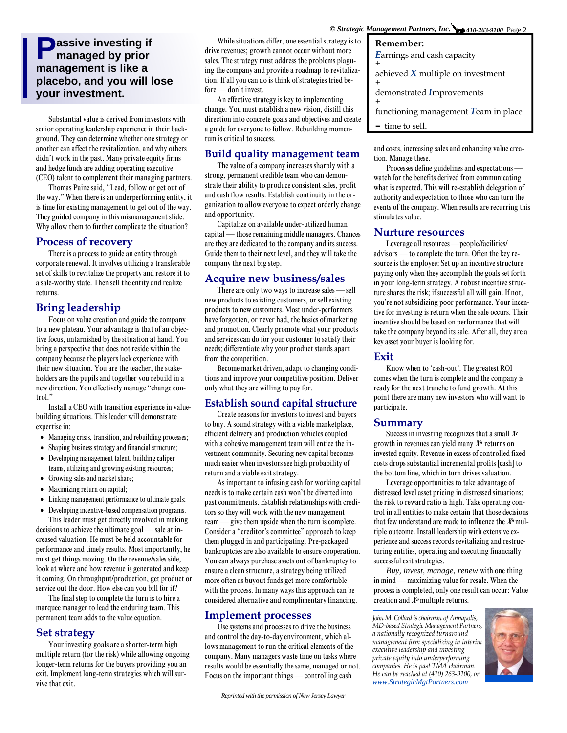**Passive investing if managed by prior management is like a placebo, and you will lose your investment.**

Substantial value is derived from investors with senior operating leadership experience in their background. They can determine whether one strategy or another can affect the revitalization, and why others didn't work in the past. Many private equity firms and hedge funds are adding operating executive (CEO) talent to complement their managing partners.

Thomas Paine said, "Lead, follow or get out of the way." When there is an underperforming entity, it is time for existing management to get out of the way. They guided company in this mismanagement slide. Why allow them to further complicate the situation?

## Process of recovery

There is a process to guide an entity through corporate renewal. It involves utilizing a transferable set of skills to revitalize the property and restore it to a sale-worthy state. Then sell the entity and realize returns.

## Bring leadership

Focus on value creation and guide the company to a new plateau. Your advantage is that of an objective focus, untarnished by the situation at hand. You bring a perspective that does not reside within the company because the players lack experience with their new situation. You are the teacher, the stakeholders are the pupils and together you rebuild in a new direction. You effectively manage "change control."

Install a CEO with transition experience in value-building situations. This leader will demonstrate expertise in:

- Managing crisis, transition, and rebuilding processes;
- Shaping business strategy and financial structure;
- Developing management talent, building caliper teams, utilizing and growing existing resources;
- Growing sales and market share;
- Maximizing return on capital;
- Linking management performance to ultimate goals;
- Developing incentive-based compensation programs.

This leader must get directly involved in making decisions to achieve the ultimate goal — sale at increased valuation. He must be held accountable for performance and timely results. Most importantly, he must get things moving. On the revenue/sales side, look at where and how revenue is generated and keep it coming. On throughput/production, get product or service out the door. How else can you bill for it?

The final step to complete the turn is to hire a marquee manager to lead the enduring team. This permanent team adds to the value equation.

## Set strategy

Your investing goals are a shorter-term high multiple return (for the risk) while allowing ongoing longer-term returns for the buyers providing you an exit. Implement long-term strategies which will survive that exit.

While situations differ, one essential strategy is to drive revenues; growth cannot occur without more sales. The strategy must address the problems plaguing the company and provide a roadmap to revitalization. If all you can do is think of strategies tried before — don't invest.

An effective strategy is key to implementing change. You must establish a new vision, distill this direction into concrete goals and objectives and create a guide for everyone to follow. Rebuilding momentum is critical to success.

## Build quality management team

The value of a company increases sharply with a strong, permanent credible team who can demonstrate their ability to produce consistent sales, profit and cash flow results. Establish continuity in the organization to allow everyone to expect orderly change and opportunity.

Capitalize on available under-utilized human capital — those remaining middle managers. Chances are they are dedicated to the company and its success. Guide them to their next level, and they will take the company the next big step.

## Acquire new business/sales

There are only two ways to increase sales — sell new products to existing customers, or sell existing products to new customers. Most under-performers have forgotten, or never had, the basics of marketing and promotion. Clearly promote what your products and services can do for your customer to satisfy their needs; differentiate why your product stands apart from the competition.

Become market driven, adapt to changing conditions and improve your competitive position. Deliver only what they are willing to pay for.

## Establish sound capital structure

Create reasons for investors to invest and buyers to buy. A sound strategy with a viable marketplace, efficient delivery and production vehicles coupled with a cohesive management team will entice the investment community. Securing new capital becomes much easier when investors see high probability of return and a viable exit strategy.

As important to infusing cash for working capital needs is to make certain cash won't be diverted into past commitments. Establish relationships with creditors so they will work with the new management team — give them upside when the turn is complete. Consider a "creditor's committee" approach to keep them plugged in and participating. Pre-packaged bankruptcies are also available to ensure cooperation. You can always purchase assets out of bankruptcy to ensure a clean structure, a strategy being utilized more often as buyout funds get more comfortable with the process. In many ways this approach can be considered alternative and complimentary financing.

## Implement processes

Use systems and processes to drive the business and control the day-to-day environment, which allows management to run the critical elements of the company. Many managers waste time on tasks where results would be essentially the same, managed or not. Focus on the important things — controlling cash and costs, increasing sales and enhancing value creation. Manage these.

Processes define guidelines and expectations — watch for the benefits derived from communicating what is expected. This will re-establish delegation of authority and expectation to those who can turn the events of the company. When results are recurring this stimulates value.

**Remember:**

*E*arnings and cash capacity
+
achieved ***X*** multiple on investment
+
demonstrated *I*mprovements
+
functioning management *T*eam in place
= time to sell.

## Nurture resources

Leverage all resources —people/facilities/advisors — to complete the turn. Often the key resource is the employee: Set up an incentive structure paying only when they accomplish the goals set forth in your long-term strategy. A robust incentive structure shares the risk; if successful all will gain. If not, you're not subsidizing poor performance. Your incentive for investing is return when the sale occurs. Their incentive should be based on performance that will take the company beyond its sale. After all, they are a key asset your buyer is looking for.

## Exit

Know when to 'cash-out'. The greatest ROI comes when the turn is complete and the company is ready for the next tranche to fund growth. At this point there are many new investors who will want to participate.

## Summary

Success in investing recognizes that a small $X^r$ growth in revenues can yield many $X^n$ returns on invested equity. Revenue in excess of controlled fixed costs drops substantial incremental profits [cash] to the bottom line, which in turn drives valuation.

Leverage opportunities to take advantage of distressed level asset pricing in distressed situations; the risk to reward ratio is high. Take operating control in all entities to make certain that those decisions that few understand are made to influence the $X^n$ multiple outcome. Install leadership with extensive experience and success records revitalizing and restructuring entities, operating and executing financially successful exit strategies.

*Buy, invest, manage, renew* with one thing in mind — maximizing value for resale. When the process is completed, only one result can occur: Value creation and $X^n$ multiple returns.

*John M. Collard is chairman of Annapolis, MD-based Strategic Management Partners, a nationally recognized turnaround management firm specializing in interim executive leadership and investing private equity into underperforming companies. He is past TMA chairman. He can be reached at (410) 263-9100, or www.StrategicMgtPartners.com*

*Reprinted with the permission of New Jersey Lawyer*